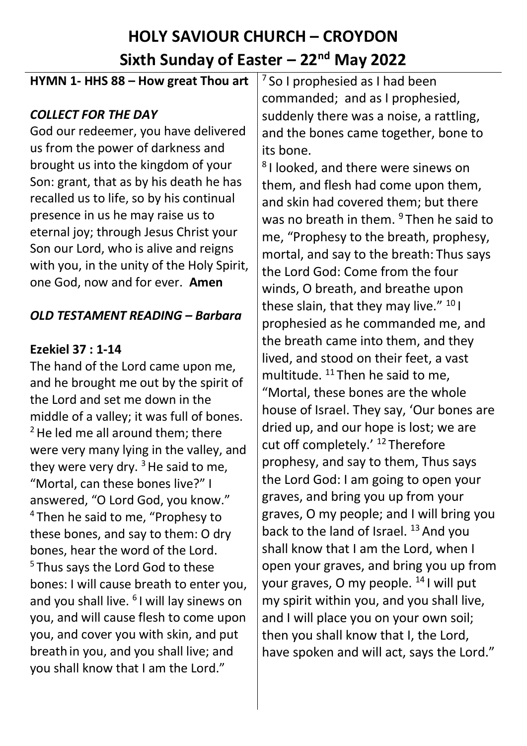# HOLY SAVIOUR CHURCH – CROYDON

## Sixth Sunday of Easter – 22nd May 2022

**HYMN 1- HHS 88 – How great Thou art**

### *COLLECT FOR THE DAY*

God our redeemer, you have delivered us from the power of darkness and brought us into the kingdom of your Son: grant, that as by his death he has recalled us to life, so by his continual presence in us he may raise us to eternal joy; through Jesus Christ your Son our Lord, who is alive and reigns with you, in the unity of the Holy Spirit, one God, now and for ever. **Amen**

### *OLD TESTAMENT READING – Barbara*

**Ezekiel 37 : 1-14**

The hand of the Lord came upon me, and he brought me out by the spirit of the Lord and set me down in the middle of a valley; it was full of bones. [2] He led me all around them; there were very many lying in the valley, and they were very dry. [3] He said to me, "Mortal, can these bones live?" I answered, "O Lord God, you know." [4] Then he said to me, "Prophesy to these bones, and say to them: O dry bones, hear the word of the Lord. [5] Thus says the Lord God to these bones: I will cause breath to enter you, and you shall live. [6] I will lay sinews on you, and will cause flesh to come upon you, and cover you with skin, and put breath in you, and you shall live; and you shall know that I am the Lord."

[7] So I prophesied as I had been commanded; and as I prophesied, suddenly there was a noise, a rattling, and the bones came together, bone to its bone.

[8] I looked, and there were sinews on them, and flesh had come upon them, and skin had covered them; but there was no breath in them. [9] Then he said to me, "Prophesy to the breath, prophesy, mortal, and say to the breath: Thus says the Lord God: Come from the four winds, O breath, and breathe upon these slain, that they may live." [10] I prophesied as he commanded me, and the breath came into them, and they lived, and stood on their feet, a vast multitude. [11] Then he said to me, "Mortal, these bones are the whole house of Israel. They say, 'Our bones are dried up, and our hope is lost; we are cut off completely.' [12] Therefore prophesy, and say to them, Thus says the Lord God: I am going to open your graves, and bring you up from your graves, O my people; and I will bring you back to the land of Israel. [13] And you shall know that I am the Lord, when I open your graves, and bring you up from your graves, O my people. [14] I will put my spirit within you, and you shall live, and I will place you on your own soil; then you shall know that I, the Lord, have spoken and will act, says the Lord."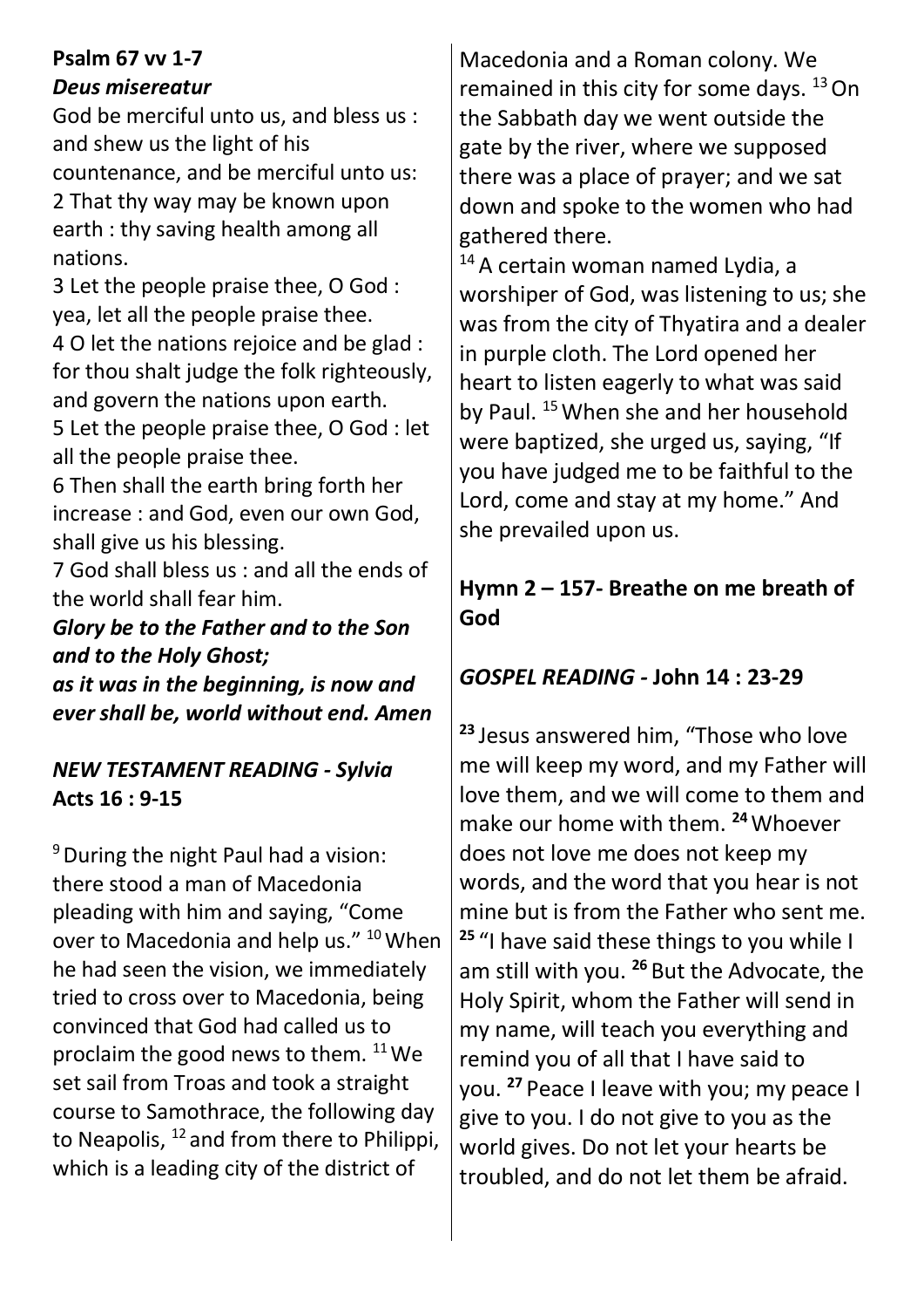**Psalm 67 vv 1-7**
***Deus misereatur***

God be merciful unto us, and bless us : and shew us the light of his countenance, and be merciful unto us:
2 That thy way may be known upon earth : thy saving health among all nations.
3 Let the people praise thee, O God : yea, let all the people praise thee.
4 O let the nations rejoice and be glad : for thou shalt judge the folk righteously, and govern the nations upon earth.
5 Let the people praise thee, O God : let all the people praise thee.
6 Then shall the earth bring forth her increase : and God, even our own God, shall give us his blessing.
7 God shall bless us : and all the ends of the world shall fear him.
***Glory be to the Father and to the Son and to the Holy Ghost;***
***as it was in the beginning, is now and ever shall be, world without end. Amen***

***NEW TESTAMENT READING - Sylvia***
**Acts 16 : 9-15**

[9] During the night Paul had a vision: there stood a man of Macedonia pleading with him and saying, "Come over to Macedonia and help us." [10] When he had seen the vision, we immediately tried to cross over to Macedonia, being convinced that God had called us to proclaim the good news to them. [11] We set sail from Troas and took a straight course to Samothrace, the following day to Neapolis, [12] and from there to Philippi, which is a leading city of the district of Macedonia and a Roman colony. We remained in this city for some days. [13] On the Sabbath day we went outside the gate by the river, where we supposed there was a place of prayer; and we sat down and spoke to the women who had gathered there.
[14] A certain woman named Lydia, a worshiper of God, was listening to us; she was from the city of Thyatira and a dealer in purple cloth. The Lord opened her heart to listen eagerly to what was said by Paul. [15] When she and her household were baptized, she urged us, saying, "If you have judged me to be faithful to the Lord, come and stay at my home." And she prevailed upon us.

**Hymn 2 – 157- Breathe on me breath of God**

***GOSPEL READING* - John 14 : 23-29**

**[23]** Jesus answered him, "Those who love me will keep my word, and my Father will love them, and we will come to them and make our home with them. **[24]** Whoever does not love me does not keep my words, and the word that you hear is not mine but is from the Father who sent me. **[25]** "I have said these things to you while I am still with you. **[26]** But the Advocate, the Holy Spirit, whom the Father will send in my name, will teach you everything and remind you of all that I have said to you. **[27]** Peace I leave with you; my peace I give to you. I do not give to you as the world gives. Do not let your hearts be troubled, and do not let them be afraid.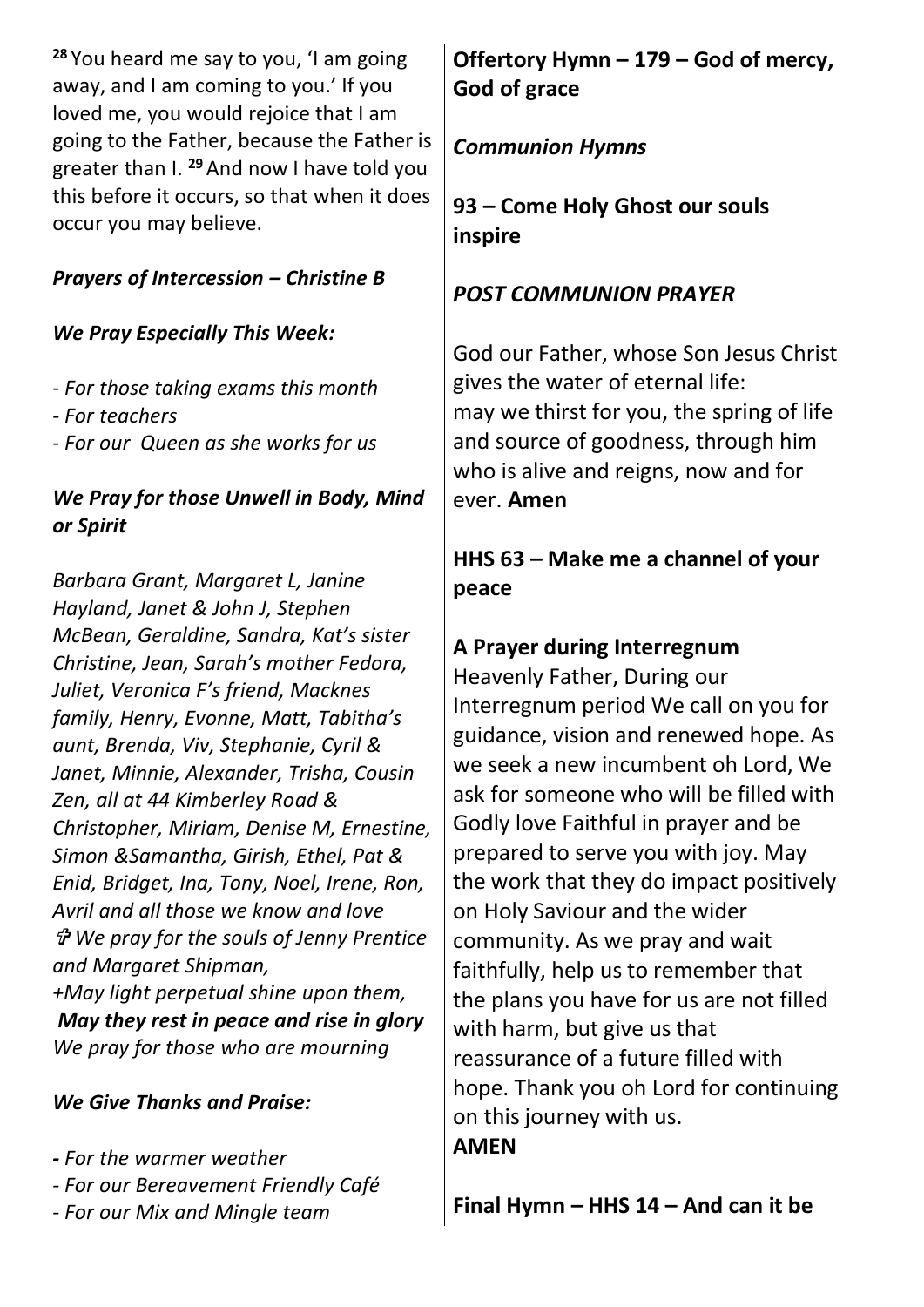[28] You heard me say to you, 'I am going away, and I am coming to you.' If you loved me, you would rejoice that I am going to the Father, because the Father is greater than I. [29] And now I have told you this before it occurs, so that when it does occur you may believe.

***Prayers of Intercession – Christine B***

***We Pray Especially This Week:***

*- For those taking exams this month*
*- For teachers*
*- For our  Queen as she works for us*

***We Pray for those Unwell in Body, Mind or Spirit***

*Barbara Grant, Margaret L, Janine Hayland, Janet & John J, Stephen McBean, Geraldine, Sandra, Kat's sister Christine, Jean, Sarah's mother Fedora, Juliet, Veronica F's friend, Macknes family, Henry, Evonne, Matt, Tabitha's aunt, Brenda, Viv, Stephanie, Cyril & Janet, Minnie, Alexander, Trisha, Cousin Zen, all at 44 Kimberley Road & Christopher, Miriam, Denise M, Ernestine, Simon &Samantha, Girish, Ethel, Pat & Enid, Bridget, Ina, Tony, Noel, Irene, Ron, Avril and all those we know and love*
*✞ We pray for the souls of Jenny Prentice and Margaret Shipman,*
*+May light perpetual shine upon them,*
***May they rest in peace and rise in glory***
*We pray for those who are mourning*

***We Give Thanks and Praise:***

*- For the warmer weather*
*- For our Bereavement Friendly Café*
*- For our Mix and Mingle team*

**Offertory Hymn – 179 – God of mercy, God of grace**

***Communion Hymns***

**93 – Come Holy Ghost our souls inspire**

***POST COMMUNION PRAYER***

God our Father, whose Son Jesus Christ gives the water of eternal life:
may we thirst for you, the spring of life and source of goodness, through him who is alive and reigns, now and for ever. **Amen**

**HHS 63 – Make me a channel of your peace**

**A Prayer during Interregnum**
Heavenly Father, During our Interregnum period We call on you for guidance, vision and renewed hope. As we seek a new incumbent oh Lord, We ask for someone who will be filled with Godly love Faithful in prayer and be prepared to serve you with joy. May the work that they do impact positively on Holy Saviour and the wider community. As we pray and wait faithfully, help us to remember that the plans you have for us are not filled with harm, but give us that reassurance of a future filled with hope. Thank you oh Lord for continuing on this journey with us.
**AMEN**

**Final Hymn – HHS 14 – And can it be**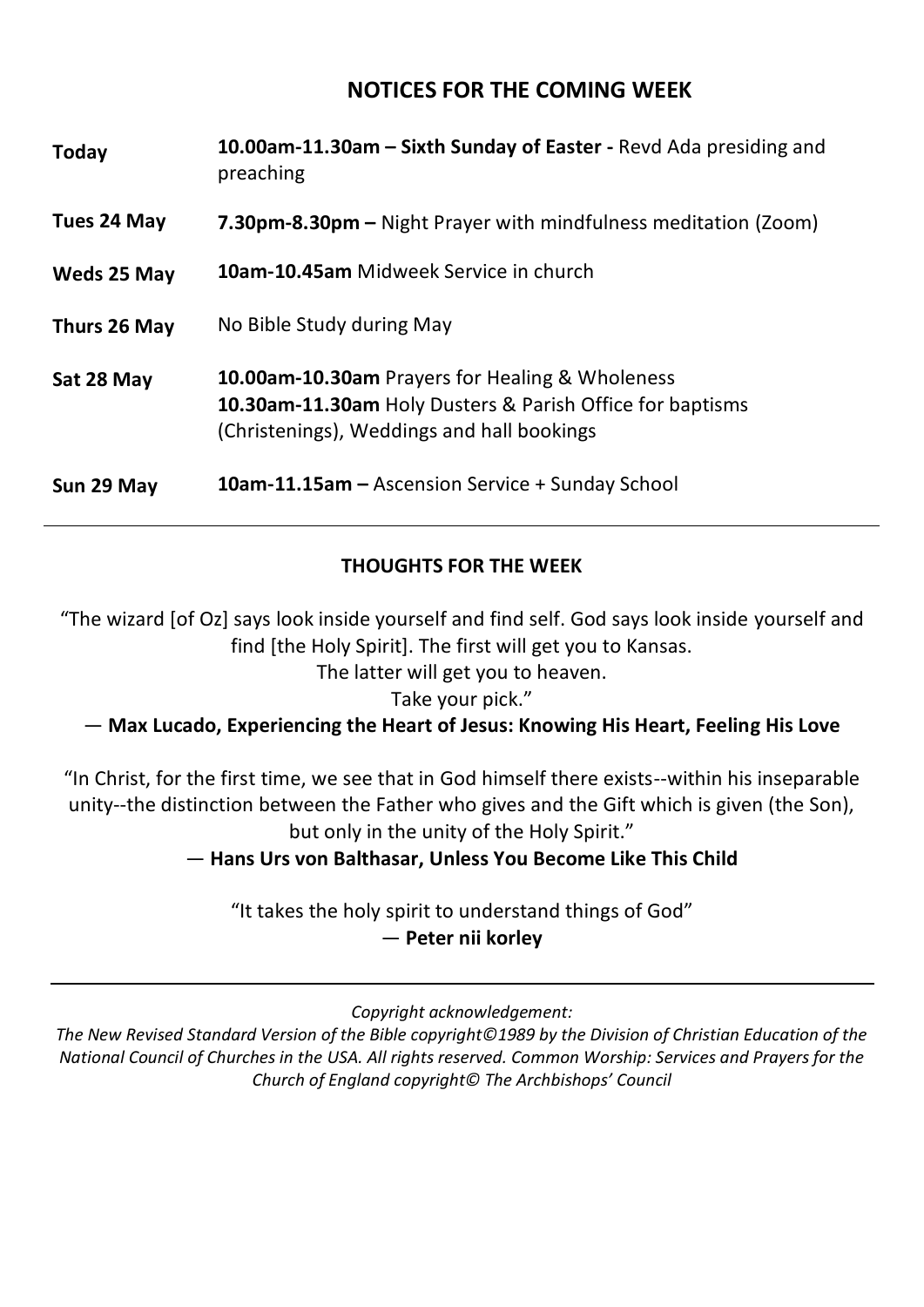## NOTICES FOR THE COMING WEEK

| | |
|---|---|
| **Today** | **10.00am-11.30am – Sixth Sunday of Easter -** Revd Ada presiding and preaching |
| **Tues 24 May** | **7.30pm-8.30pm –** Night Prayer with mindfulness meditation (Zoom) |
| **Weds 25 May** | **10am-10.45am** Midweek Service in church |
| **Thurs 26 May** | No Bible Study during May |
| **Sat 28 May** | **10.00am-10.30am** Prayers for Healing & Wholeness<br>**10.30am-11.30am** Holy Dusters & Parish Office for baptisms (Christenings), Weddings and hall bookings |
| **Sun 29 May** | **10am-11.15am –** Ascension Service + Sunday School |

---

### THOUGHTS FOR THE WEEK

"The wizard [of Oz] says look inside yourself and find self. God says look inside yourself and find [the Holy Spirit]. The first will get you to Kansas.
The latter will get you to heaven.
Take your pick."
— **Max Lucado, Experiencing the Heart of Jesus: Knowing His Heart, Feeling His Love**

"In Christ, for the first time, we see that in God himself there exists--within his inseparable unity--the distinction between the Father who gives and the Gift which is given (the Son), but only in the unity of the Holy Spirit."
— **Hans Urs von Balthasar, Unless You Become Like This Child**

"It takes the holy spirit to understand things of God"
— **Peter nii korley**

---

*Copyright acknowledgement:*
*The New Revised Standard Version of the Bible copyright©1989 by the Division of Christian Education of the National Council of Churches in the USA. All rights reserved. Common Worship: Services and Prayers for the Church of England copyright© The Archbishops' Council*